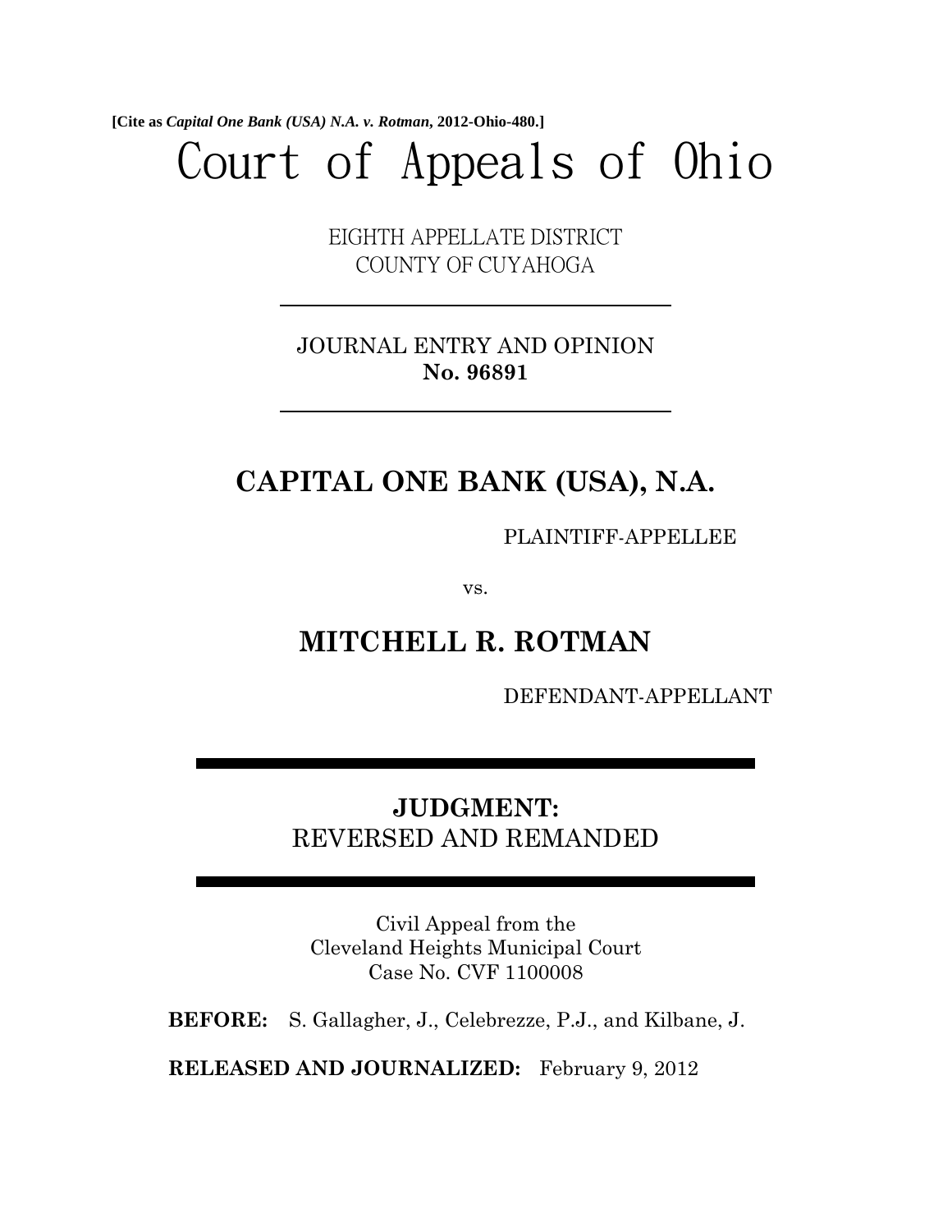**[Cite as *Capital One Bank (USA) N.A. v. Rotman*, 2012-Ohio-480.]**

# Court of Appeals of Ohio

EIGHTH APPELLATE DISTRICT
COUNTY OF CUYAHOGA

---

JOURNAL ENTRY AND OPINION
**No. 96891**

---

## CAPITAL ONE BANK (USA), N.A.

PLAINTIFF-APPELLEE

vs.

## MITCHELL R. ROTMAN

DEFENDANT-APPELLANT

---

**JUDGMENT:**
REVERSED AND REMANDED

---

Civil Appeal from the
Cleveland Heights Municipal Court
Case No. CVF 1100008

**BEFORE:** S. Gallagher, J., Celebrezze, P.J., and Kilbane, J.

**RELEASED AND JOURNALIZED:** February 9, 2012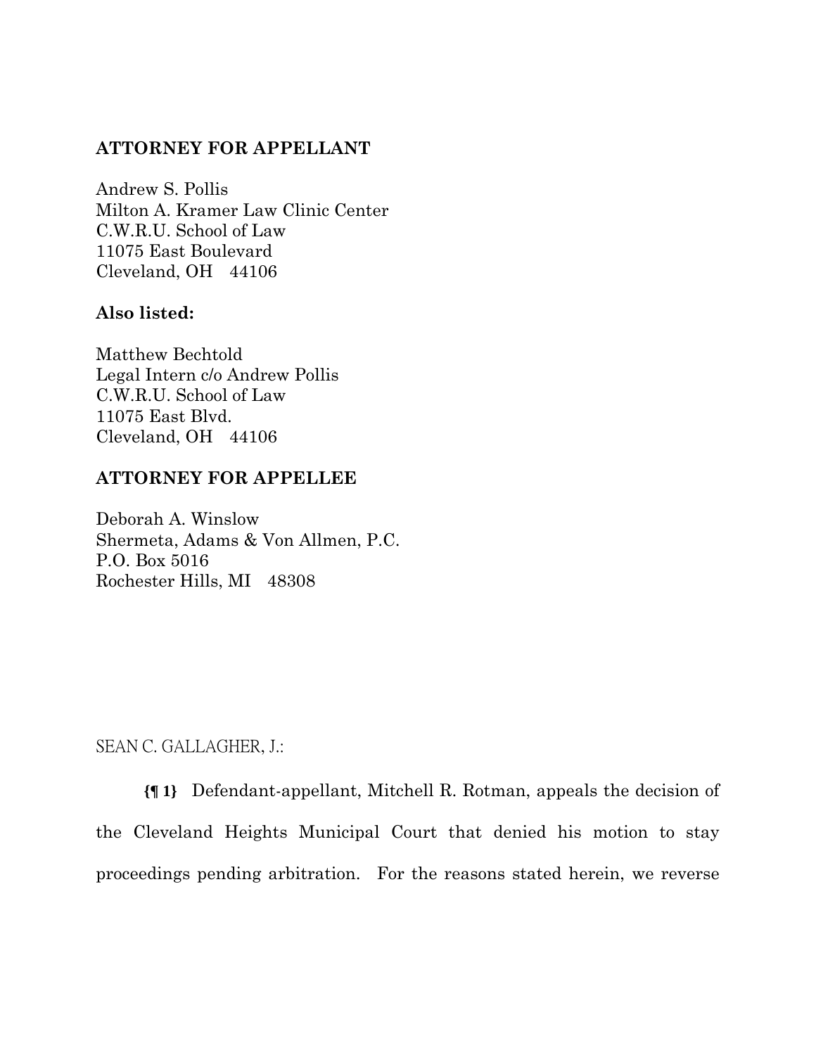**ATTORNEY FOR APPELLANT**

Andrew S. Pollis
Milton A. Kramer Law Clinic Center
C.W.R.U. School of Law
11075 East Boulevard
Cleveland, OH 44106

**Also listed:**

Matthew Bechtold
Legal Intern c/o Andrew Pollis
C.W.R.U. School of Law
11075 East Blvd.
Cleveland, OH 44106

**ATTORNEY FOR APPELLEE**

Deborah A. Winslow
Shermeta, Adams & Von Allmen, P.C.
P.O. Box 5016
Rochester Hills, MI 48308

SEAN C. GALLAGHER, J.:

**{¶ 1}** Defendant-appellant, Mitchell R. Rotman, appeals the decision of the Cleveland Heights Municipal Court that denied his motion to stay proceedings pending arbitration. For the reasons stated herein, we reverse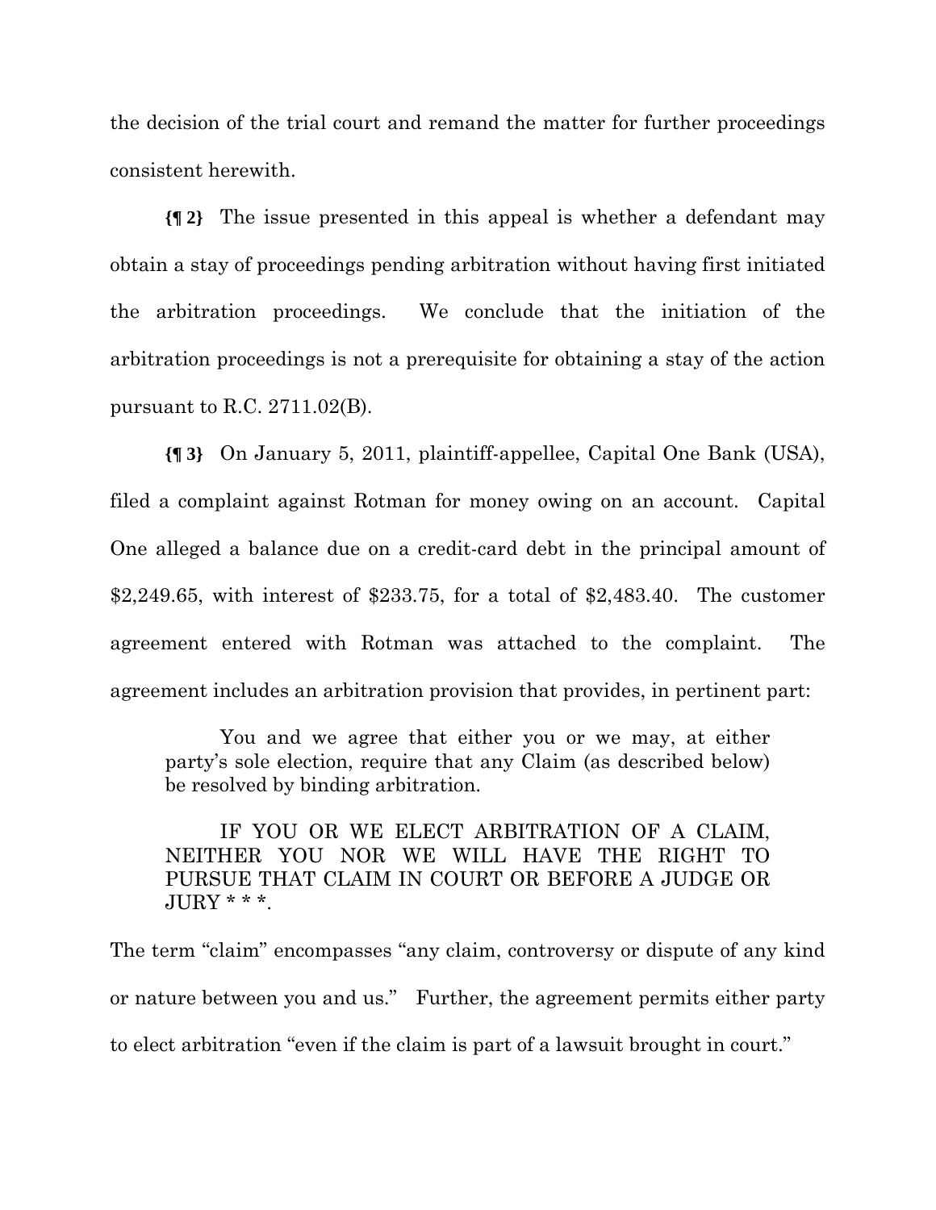the decision of the trial court and remand the matter for further proceedings consistent herewith.

**{¶ 2}** The issue presented in this appeal is whether a defendant may obtain a stay of proceedings pending arbitration without having first initiated the arbitration proceedings. We conclude that the initiation of the arbitration proceedings is not a prerequisite for obtaining a stay of the action pursuant to R.C. 2711.02(B).

**{¶ 3}** On January 5, 2011, plaintiff-appellee, Capital One Bank (USA), filed a complaint against Rotman for money owing on an account. Capital One alleged a balance due on a credit-card debt in the principal amount of $2,249.65, with interest of $233.75, for a total of $2,483.40. The customer agreement entered with Rotman was attached to the complaint. The agreement includes an arbitration provision that provides, in pertinent part:

> You and we agree that either you or we may, at either party's sole election, require that any Claim (as described below) be resolved by binding arbitration.
>
> IF YOU OR WE ELECT ARBITRATION OF A CLAIM, NEITHER YOU NOR WE WILL HAVE THE RIGHT TO PURSUE THAT CLAIM IN COURT OR BEFORE A JUDGE OR JURY * * *.

The term "claim" encompasses "any claim, controversy or dispute of any kind or nature between you and us." Further, the agreement permits either party to elect arbitration "even if the claim is part of a lawsuit brought in court."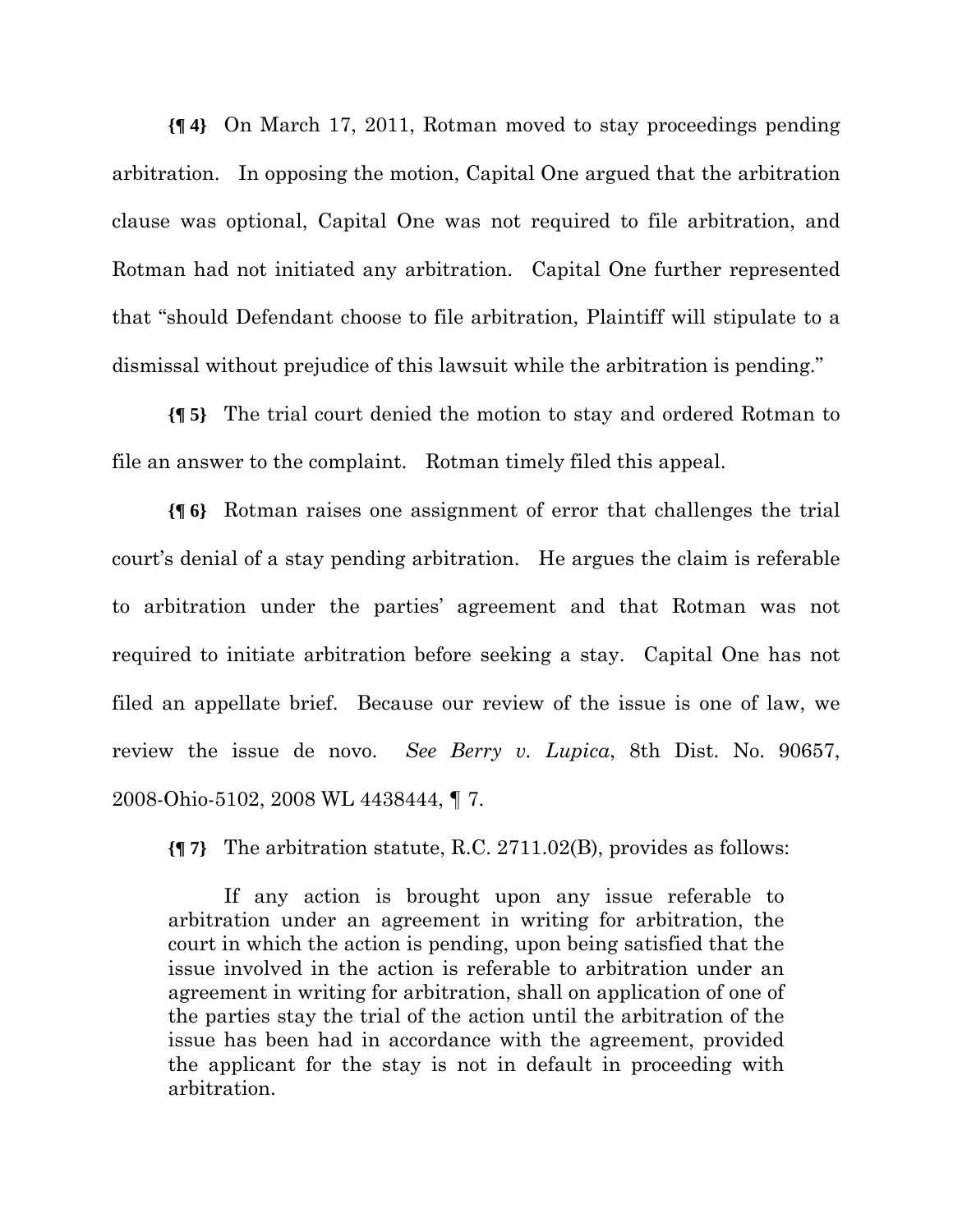**{¶ 4}** On March 17, 2011, Rotman moved to stay proceedings pending arbitration. In opposing the motion, Capital One argued that the arbitration clause was optional, Capital One was not required to file arbitration, and Rotman had not initiated any arbitration. Capital One further represented that "should Defendant choose to file arbitration, Plaintiff will stipulate to a dismissal without prejudice of this lawsuit while the arbitration is pending."

**{¶ 5}** The trial court denied the motion to stay and ordered Rotman to file an answer to the complaint. Rotman timely filed this appeal.

**{¶ 6}** Rotman raises one assignment of error that challenges the trial court's denial of a stay pending arbitration. He argues the claim is referable to arbitration under the parties' agreement and that Rotman was not required to initiate arbitration before seeking a stay. Capital One has not filed an appellate brief. Because our review of the issue is one of law, we review the issue de novo. *See Berry v. Lupica*, 8th Dist. No. 90657, 2008-Ohio-5102, 2008 WL 4438444, ¶ 7.

**{¶ 7}** The arbitration statute, R.C. 2711.02(B), provides as follows:

> If any action is brought upon any issue referable to arbitration under an agreement in writing for arbitration, the court in which the action is pending, upon being satisfied that the issue involved in the action is referable to arbitration under an agreement in writing for arbitration, shall on application of one of the parties stay the trial of the action until the arbitration of the issue has been had in accordance with the agreement, provided the applicant for the stay is not in default in proceeding with arbitration.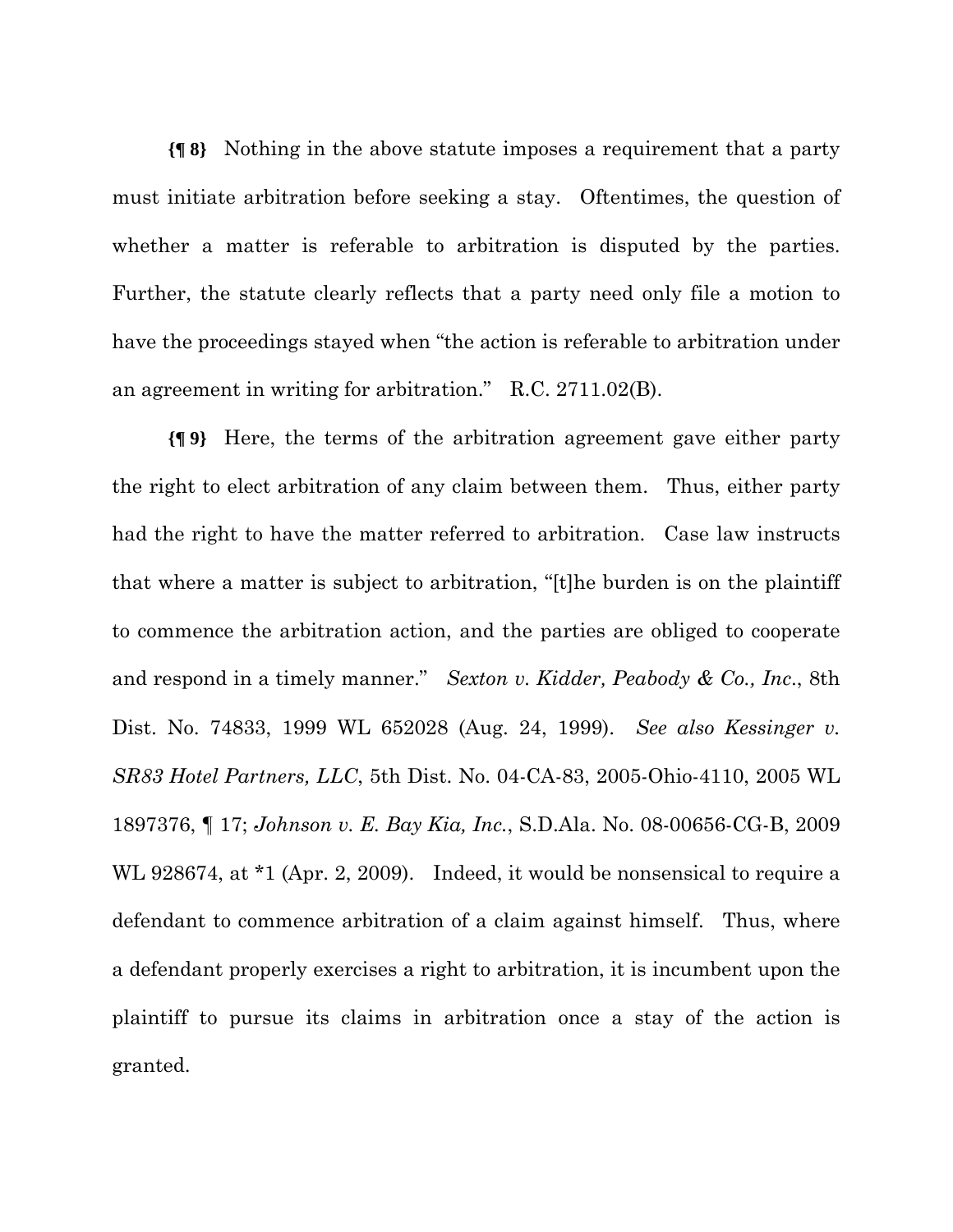**{¶ 8}** Nothing in the above statute imposes a requirement that a party must initiate arbitration before seeking a stay. Oftentimes, the question of whether a matter is referable to arbitration is disputed by the parties. Further, the statute clearly reflects that a party need only file a motion to have the proceedings stayed when "the action is referable to arbitration under an agreement in writing for arbitration." R.C. 2711.02(B).

**{¶ 9}** Here, the terms of the arbitration agreement gave either party the right to elect arbitration of any claim between them. Thus, either party had the right to have the matter referred to arbitration. Case law instructs that where a matter is subject to arbitration, "[t]he burden is on the plaintiff to commence the arbitration action, and the parties are obliged to cooperate and respond in a timely manner." *Sexton v. Kidder, Peabody & Co., Inc.*, 8th Dist. No. 74833, 1999 WL 652028 (Aug. 24, 1999). *See also Kessinger v. SR83 Hotel Partners, LLC*, 5th Dist. No. 04-CA-83, 2005-Ohio-4110, 2005 WL 1897376, ¶ 17; *Johnson v. E. Bay Kia, Inc.*, S.D.Ala. No. 08-00656-CG-B, 2009 WL 928674, at *1 (Apr. 2, 2009). Indeed, it would be nonsensical to require a defendant to commence arbitration of a claim against himself. Thus, where a defendant properly exercises a right to arbitration, it is incumbent upon the plaintiff to pursue its claims in arbitration once a stay of the action is granted.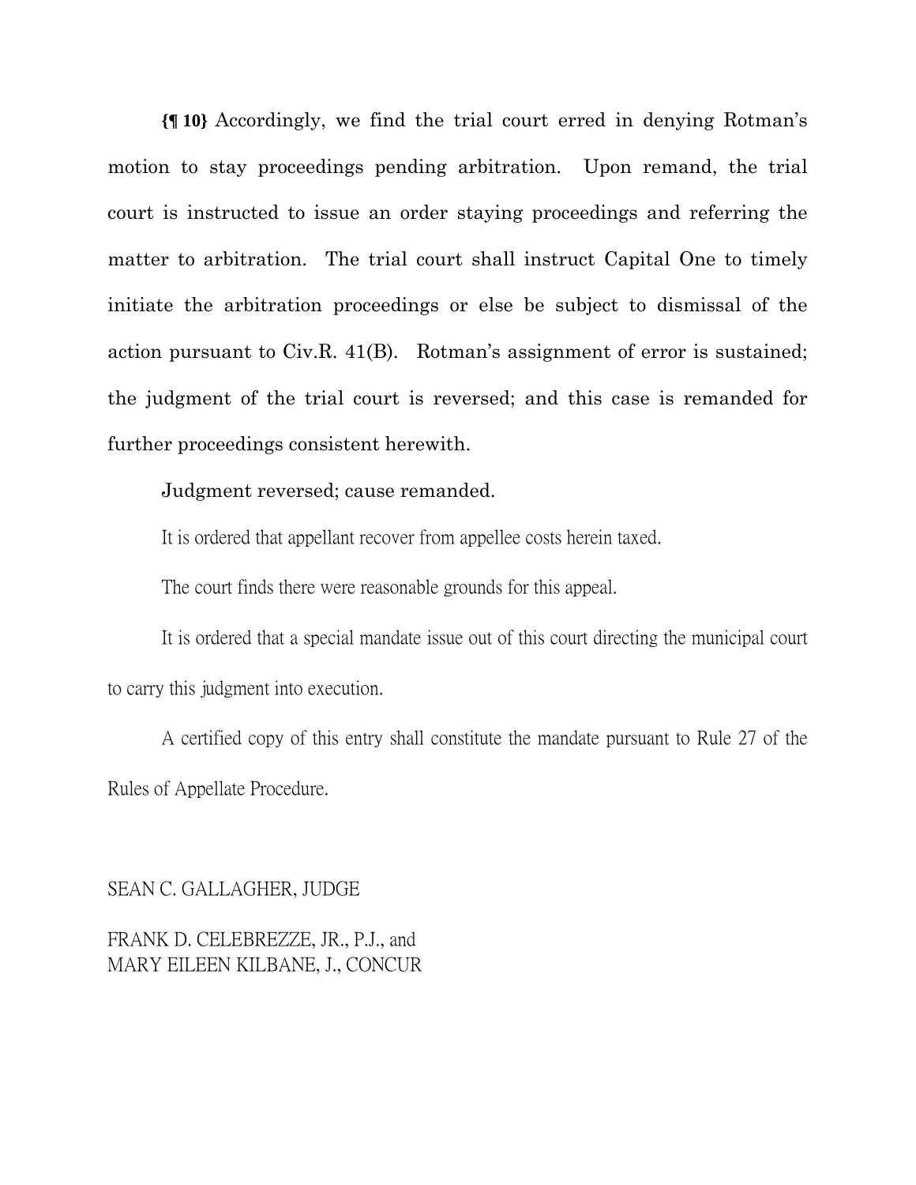**{¶ 10}** Accordingly, we find the trial court erred in denying Rotman's motion to stay proceedings pending arbitration. Upon remand, the trial court is instructed to issue an order staying proceedings and referring the matter to arbitration. The trial court shall instruct Capital One to timely initiate the arbitration proceedings or else be subject to dismissal of the action pursuant to Civ.R. 41(B). Rotman's assignment of error is sustained; the judgment of the trial court is reversed; and this case is remanded for further proceedings consistent herewith.

Judgment reversed; cause remanded.

It is ordered that appellant recover from appellee costs herein taxed.

The court finds there were reasonable grounds for this appeal.

It is ordered that a special mandate issue out of this court directing the municipal court to carry this judgment into execution.

A certified copy of this entry shall constitute the mandate pursuant to Rule 27 of the Rules of Appellate Procedure.

SEAN C. GALLAGHER, JUDGE

FRANK D. CELEBREZZE, JR., P.J., and
MARY EILEEN KILBANE, J., CONCUR